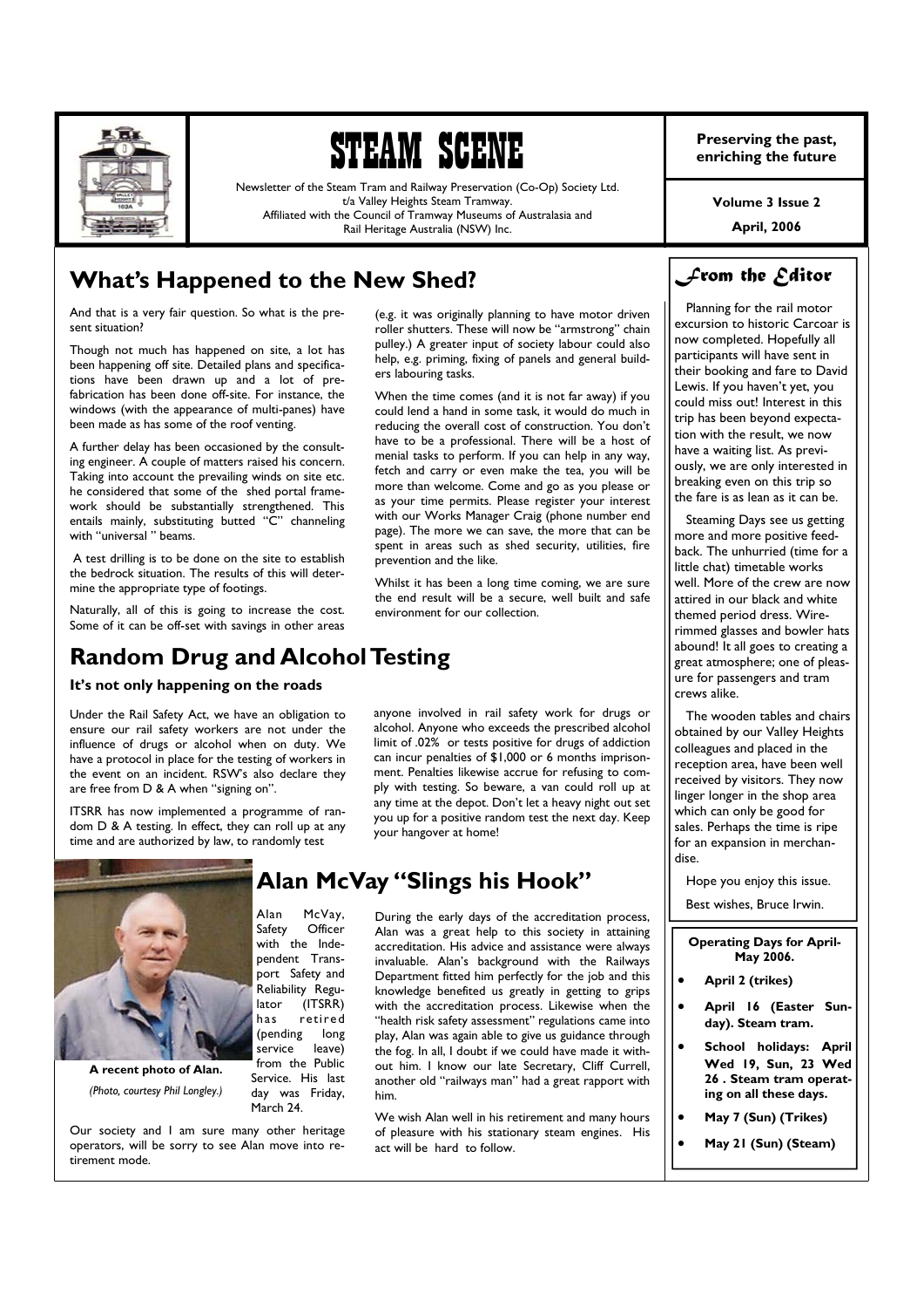# STEAM SCENE

Newsletter of the Steam Tram and Railway Preservation (Co-Op) Society Ltd.
t/a Valley Heights Steam Tramway.
Affiliated with the Council of Tramway Museums of Australasia and
Rail Heritage Australia (NSW) Inc.

**Preserving the past, enriching the future**

**Volume 3 Issue 2**

**April, 2006**

## What's Happened to the New Shed?

And that is a very fair question. So what is the present situation?

Though not much has happened on site, a lot has been happening off site. Detailed plans and specifications have been drawn up and a lot of prefabrication has been done off-site. For instance, the windows (with the appearance of multi-panes) have been made as has some of the roof venting.

A further delay has been occasioned by the consulting engineer. A couple of matters raised his concern. Taking into account the prevailing winds on site etc. he considered that some of the shed portal framework should be substantially strengthened. This entails mainly, substituting butted "C" channeling with "universal " beams.

A test drilling is to be done on the site to establish the bedrock situation. The results of this will determine the appropriate type of footings.

Naturally, all of this is going to increase the cost. Some of it can be off-set with savings in other areas (e.g. it was originally planning to have motor driven roller shutters. These will now be "armstrong" chain pulley.) A greater input of society labour could also help, e.g. priming, fixing of panels and general builders labouring tasks.

When the time comes (and it is not far away) if you could lend a hand in some task, it would do much in reducing the overall cost of construction. You don't have to be a professional. There will be a host of menial tasks to perform. If you can help in any way, fetch and carry or even make the tea, you will be more than welcome. Come and go as you please or as your time permits. Please register your interest with our Works Manager Craig (phone number end page). The more we can save, the more that can be spent in areas such as shed security, utilities, fire prevention and the like.

Whilst it has been a long time coming, we are sure the end result will be a secure, well built and safe environment for our collection.

## Random Drug and Alcohol Testing

### It's not only happening on the roads

Under the Rail Safety Act, we have an obligation to ensure our rail safety workers are not under the influence of drugs or alcohol when on duty. We have a protocol in place for the testing of workers in the event on an incident. RSW's also declare they are free from D & A when "signing on".

ITSRR has now implemented a programme of random D & A testing. In effect, they can roll up at any time and are authorized by law, to randomly test anyone involved in rail safety work for drugs or alcohol. Anyone who exceeds the prescribed alcohol limit of .02% or tests positive for drugs of addiction can incur penalties of $1,000 or 6 months imprisonment. Penalties likewise accrue for refusing to comply with testing. So beware, a van could roll up at any time at the depot. Don't let a heavy night out set you up for a positive random test the next day. Keep your hangover at home!

## Alan McVay "Slings his Hook"

**A recent photo of Alan.**

*(Photo, courtesy Phil Longley.)*

Alan McVay, Safety Officer with the Independent Transport Safety and Reliability Regulator (ITSRR) has retired (pending long service leave) from the Public Service. His last day was Friday, March 24.

Our society and I am sure many other heritage operators, will be sorry to see Alan move into retirement mode.

During the early days of the accreditation process, Alan was a great help to this society in attaining accreditation. His advice and assistance were always invaluable. Alan's background with the Railways Department fitted him perfectly for the job and this knowledge benefited us greatly in getting to grips with the accreditation process. Likewise when the "health risk safety assessment" regulations came into play, Alan was again able to give us guidance through the fog. In all, I doubt if we could have made it without him. I know our late Secretary, Cliff Currell, another old "railways man" had a great rapport with him.

We wish Alan well in his retirement and many hours of pleasure with his stationary steam engines. His act will be hard to follow.

## *From the Editor*

Planning for the rail motor excursion to historic Carcoar is now completed. Hopefully all participants will have sent in their booking and fare to David Lewis. If you haven't yet, you could miss out! Interest in this trip has been beyond expectation with the result, we now have a waiting list. As previously, we are only interested in breaking even on this trip so the fare is as lean as it can be.

Steaming Days see us getting more and more positive feedback. The unhurried (time for a little chat) timetable works well. More of the crew are now attired in our black and white themed period dress. Wire-rimmed glasses and bowler hats abound! It all goes to creating a great atmosphere; one of pleasure for passengers and tram crews alike.

The wooden tables and chairs obtained by our Valley Heights colleagues and placed in the reception area, have been well received by visitors. They now linger longer in the shop area which can only be good for sales. Perhaps the time is ripe for an expansion in merchandise.

Hope you enjoy this issue.

Best wishes, Bruce Irwin.

**Operating Days for April-May 2006.**

- **April 2 (trikes)**
- **April 16 (Easter Sunday). Steam tram.**
- **School holidays: April Wed 19, Sun, 23 Wed 26 . Steam tram operating on all these days.**
- **May 7 (Sun) (Trikes)**
- **May 21 (Sun) (Steam)**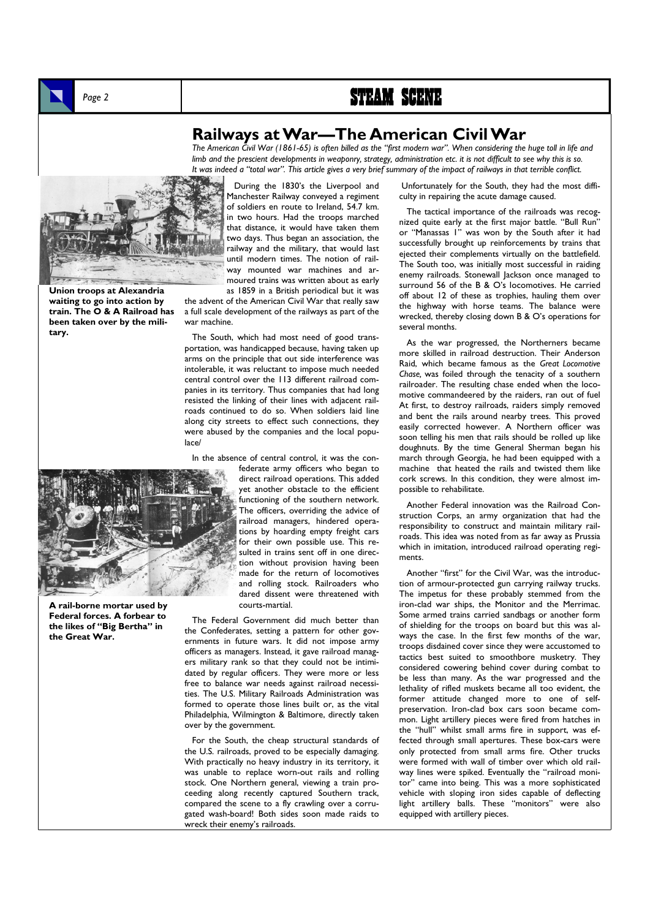# Railways at War—The American Civil War

*The American Civil War (1861-65) is often billed as the "first modern war". When considering the huge toll in life and limb and the prescient developments in weaponry, strategy, administration etc. it is not difficult to see why this is so. It was indeed a "total war". This article gives a very brief summary of the impact of railways in that terrible conflict.*

**Union troops at Alexandria waiting to go into action by train. The O & A Railroad has been taken over by the military.**

During the 1830's the Liverpool and Manchester Railway conveyed a regiment of soldiers en route to Ireland, 54.7 km. in two hours. Had the troops marched that distance, it would have taken them two days. Thus began an association, the railway and the military, that would last until modern times. The notion of railway mounted war machines and armoured trains was written about as early as 1859 in a British periodical but it was the advent of the American Civil War that really saw a full scale development of the railways as part of the war machine.

The South, which had most need of good transportation, was handicapped because, having taken up arms on the principle that out side interference was intolerable, it was reluctant to impose much needed central control over the 113 different railroad companies in its territory. Thus companies that had long resisted the linking of their lines with adjacent railroads continued to do so. When soldiers laid line along city streets to effect such connections, they were abused by the companies and the local populace/

In the absence of central control, it was the confederate army officers who began to direct railroad operations. This added yet another obstacle to the efficient functioning of the southern network. The officers, overriding the advice of railroad managers, hindered operations by hoarding empty freight cars for their own possible use. This resulted in trains sent off in one direction without provision having been made for the return of locomotives and rolling stock. Railroaders who dared dissent were threatened with courts-martial.

**A rail-borne mortar used by Federal forces. A forbear to the likes of "Big Bertha" in the Great War.**

The Federal Government did much better than the Confederates, setting a pattern for other governments in future wars. It did not impose army officers as managers. Instead, it gave railroad managers military rank so that they could not be intimidated by regular officers. They were more or less free to balance war needs against railroad necessities. The U.S. Military Railroads Administration was formed to operate those lines built or, as the vital Philadelphia, Wilmington & Baltimore, directly taken over by the government.

For the South, the cheap structural standards of the U.S. railroads, proved to be especially damaging. With practically no heavy industry in its territory, it was unable to replace worn-out rails and rolling stock. One Northern general, viewing a train proceeding along recently captured Southern track, compared the scene to a fly crawling over a corrugated wash-board! Both sides soon made raids to wreck their enemy's railroads.

Unfortunately for the South, they had the most difficulty in repairing the acute damage caused.

The tactical importance of the railroads was recognized quite early at the first major battle. "Bull Run" or "Manassas 1" was won by the South after it had successfully brought up reinforcements by trains that ejected their complements virtually on the battlefield. The South too, was initially most successful in raiding enemy railroads. Stonewall Jackson once managed to surround 56 of the B & O's locomotives. He carried off about 12 of these as trophies, hauling them over the highway with horse teams. The balance were wrecked, thereby closing down B & O's operations for several months.

As the war progressed, the Northerners became more skilled in railroad destruction. Their Anderson Raid, which became famous as the *Great Locomotive Chase*, was foiled through the tenacity of a southern railroader. The resulting chase ended when the locomotive commandeered by the raiders, ran out of fuel At first, to destroy railroads, raiders simply removed and bent the rails around nearby trees. This proved easily corrected however. A Northern officer was soon telling his men that rails should be rolled up like doughnuts. By the time General Sherman began his march through Georgia, he had been equipped with a machine that heated the rails and twisted them like cork screws. In this condition, they were almost impossible to rehabilitate.

Another Federal innovation was the Railroad Construction Corps, an army organization that had the responsibility to construct and maintain military railroads. This idea was noted from as far away as Prussia which in imitation, introduced railroad operating regiments.

Another "first" for the Civil War, was the introduction of armour-protected gun carrying railway trucks. The impetus for these probably stemmed from the iron-clad war ships, the Monitor and the Merrimac. Some armed trains carried sandbags or another form of shielding for the troops on board but this was always the case. In the first few months of the war, troops disdained cover since they were accustomed to tactics best suited to smoothbore musketry. They considered cowering behind cover during combat to be less than many. As the war progressed and the lethality of rifled muskets became all too evident, the former attitude changed more to one of self-preservation. Iron-clad box cars soon became common. Light artillery pieces were fired from hatches in the "hull" whilst small arms fire in support, was effected through small apertures. These box-cars were only protected from small arms fire. Other trucks were formed with wall of timber over which old railway lines were spiked. Eventually the "railroad monitor" came into being. This was a more sophisticated vehicle with sloping iron sides capable of deflecting light artillery balls. These "monitors" were also equipped with artillery pieces.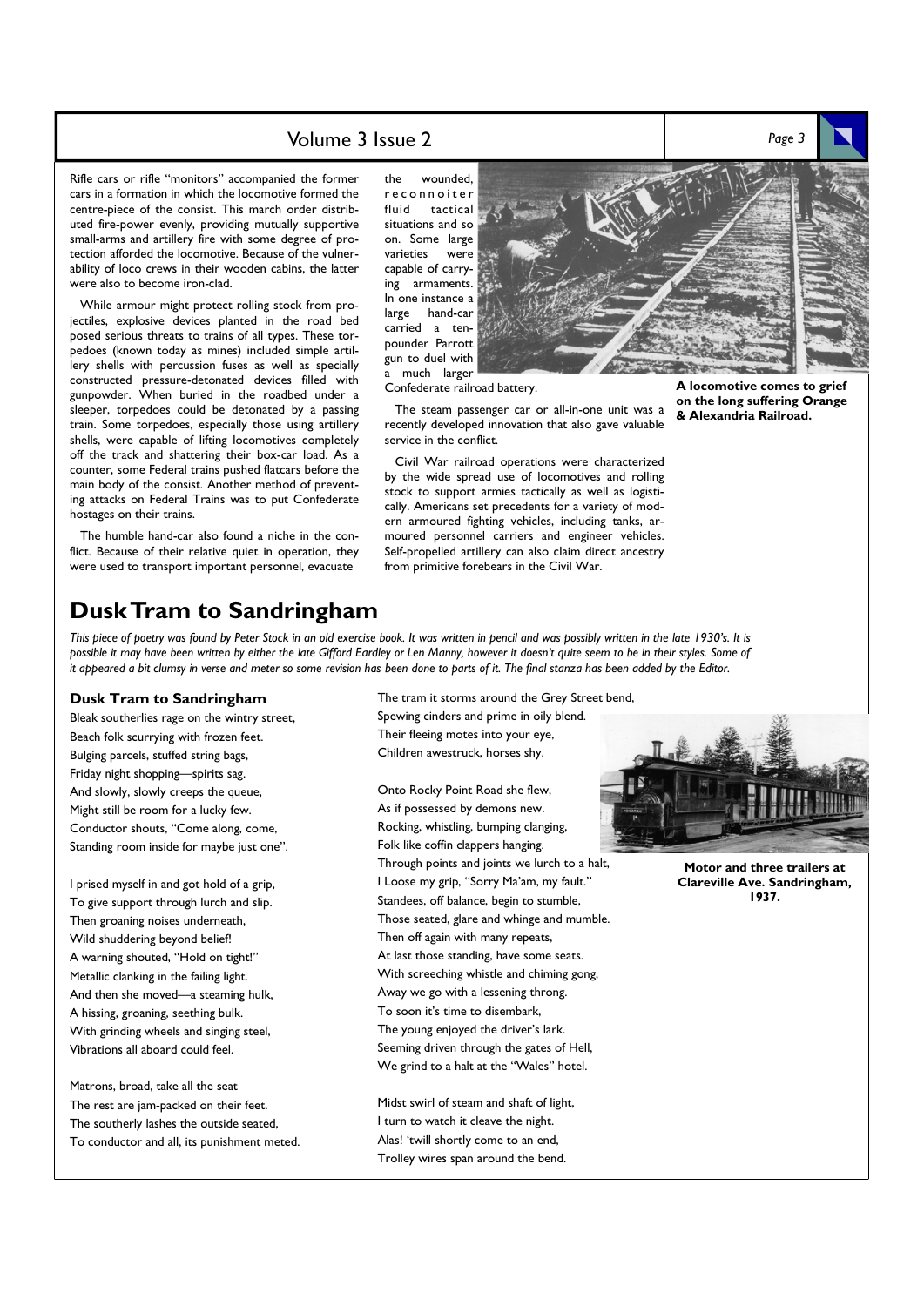Rifle cars or rifle "monitors" accompanied the former cars in a formation in which the locomotive formed the centre-piece of the consist. This march order distributed fire-power evenly, providing mutually supportive small-arms and artillery fire with some degree of protection afforded the locomotive. Because of the vulnerability of loco crews in their wooden cabins, the latter were also to become iron-clad.

While armour might protect rolling stock from projectiles, explosive devices planted in the road bed posed serious threats to trains of all types. These torpedoes (known today as mines) included simple artillery shells with percussion fuses as well as specially constructed pressure-detonated devices filled with gunpowder. When buried in the roadbed under a sleeper, torpedoes could be detonated by a passing train. Some torpedoes, especially those using artillery shells, were capable of lifting locomotives completely off the track and shattering their box-car load. As a counter, some Federal trains pushed flatcars before the main body of the consist. Another method of preventing attacks on Federal Trains was to put Confederate hostages on their trains.

The humble hand-car also found a niche in the conflict. Because of their relative quiet in operation, they were used to transport important personnel, evacuate the wounded, reconnoiter fluid tactical situations and so on. Some large varieties were capable of carrying armaments. In one instance a large hand-car carried a ten-pounder Parrott gun to duel with a much larger Confederate railroad battery.

The steam passenger car or all-in-one unit was a recently developed innovation that also gave valuable service in the conflict.

Civil War railroad operations were characterized by the wide spread use of locomotives and rolling stock to support armies tactically as well as logistically. Americans set precedents for a variety of modern armoured fighting vehicles, including tanks, armoured personnel carriers and engineer vehicles. Self-propelled artillery can also claim direct ancestry from primitive forebears in the Civil War.

**A locomotive comes to grief on the long suffering Orange & Alexandria Railroad.**

# Dusk Tram to Sandringham

*This piece of poetry was found by Peter Stock in an old exercise book. It was written in pencil and was possibly written in the late 1930's. It is possible it may have been written by either the late Gifford Eardley or Len Manny, however it doesn't quite seem to be in their styles. Some of it appeared a bit clumsy in verse and meter so some revision has been done to parts of it. The final stanza has been added by the Editor.*

### Dusk Tram to Sandringham

Bleak southerlies rage on the wintry street,
Beach folk scurrying with frozen feet.
Bulging parcels, stuffed string bags,
Friday night shopping—spirits sag.
And slowly, slowly creeps the queue,
Might still be room for a lucky few.
Conductor shouts, "Come along, come,
Standing room inside for maybe just one".

I prised myself in and got hold of a grip,
To give support through lurch and slip.
Then groaning noises underneath,
Wild shuddering beyond belief!
A warning shouted, "Hold on tight!"
Metallic clanking in the failing light.
And then she moved—a steaming hulk,
A hissing, groaning, seething bulk.
With grinding wheels and singing steel,
Vibrations all aboard could feel.

Matrons, broad, take all the seat
The rest are jam-packed on their feet.
The southerly lashes the outside seated,
To conductor and all, its punishment meted.

The tram it storms around the Grey Street bend,
Spewing cinders and prime in oily blend.
Their fleeing motes into your eye,
Children awestruck, horses shy.

Onto Rocky Point Road she flew,
As if possessed by demons new.
Rocking, whistling, bumping clanging,
Folk like coffin clappers hanging.
Through points and joints we lurch to a halt,
I Loose my grip, "Sorry Ma'am, my fault."
Standees, off balance, begin to stumble,
Those seated, glare and whinge and mumble.
Then off again with many repeats,
At last those standing, have some seats.
With screeching whistle and chiming gong,
Away we go with a lessening throng.
To soon it's time to disembark,
The young enjoyed the driver's lark.
Seeming driven through the gates of Hell,
We grind to a halt at the "Wales" hotel.

Midst swirl of steam and shaft of light,
I turn to watch it cleave the night.
Alas! 'twill shortly come to an end,
Trolley wires span around the bend.

**Motor and three trailers at Clareville Ave. Sandringham, 1937.**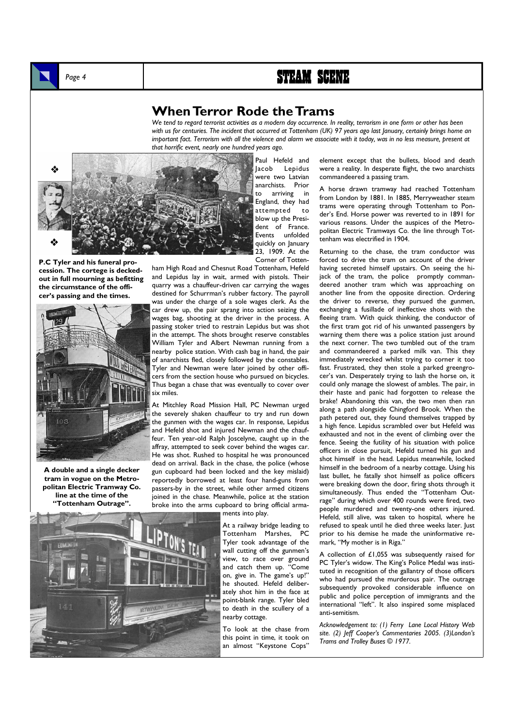## When Terror Rode the Trams

*We tend to regard terrorist activities as a modern day occurrence. In reality, terrorism in one form or other has been with us for centuries. The incident that occurred at Tottenham (UK) 97 years ago last January, certainly brings home an important fact. Terrorism with all the violence and alarm we associate with it today, was in no less measure, present at that horrific event, nearly one hundred years ago.*

**P.C Tyler and his funeral procession. The cortege is decked-out in full mourning as befitting the circumstance of the officer's passing and the times.**

**A double and a single decker tram in vogue on the Metropolitan Electric Tramway Co. line at the time of the "Tottenham Outrage".**

Paul Hefeld and Jacob Lepidus were two Latvian anarchists. Prior to arriving in England, they had attempted to blow up the President of France. Events unfolded quickly on January 23, 1909. At the Corner of Tottenham High Road and Chesnut Road Tottenham, Hefeld and Lepidus lay in wait, armed with pistols. Their quarry was a chauffeur-driven car carrying the wages destined for Schurrman's rubber factory. The payroll was under the charge of a sole wages clerk. As the car drew up, the pair sprang into action seizing the wages bag, shooting at the driver in the process. A passing stoker tried to restrain Lepidus but was shot in the attempt. The shots brought reserve constables William Tyler and Albert Newman running from a nearby police station. With cash bag in hand, the pair of anarchists fled, closely followed by the constables. Tyler and Newman were later joined by other officers from the section house who pursued on bicycles. Thus began a chase that was eventually to cover over six miles.

At Mitchley Road Mission Hall, PC Newman urged the severely shaken chauffeur to try and run down the gunmen with the wages car. In response, Lepidus and Hefeld shot and injured Newman and the chauffeur. Ten year-old Ralph Joscelyne, caught up in the affray, attempted to seek cover behind the wages car. He was shot. Rushed to hospital he was pronounced dead on arrival. Back in the chase, the police (whose gun cupboard had been locked and the key mislaid) reportedly borrowed at least four hand-guns from passers-by in the street, while other armed citizens joined in the chase. Meanwhile, police at the station broke into the arms cupboard to bring official armaments into play.

At a railway bridge leading to Tottenham Marshes, PC Tyler took advantage of the wall cutting off the gunmen's view, to race over ground and catch them up. "Come on, give in. The game's up!" he shouted. Hefeld deliberately shot him in the face at point-blank range. Tyler bled to death in the scullery of a nearby cottage.

To look at the chase from this point in time, it took on an almost "Keystone Cops" element except that the bullets, blood and death were a reality. In desperate flight, the two anarchists commandeered a passing tram.

A horse drawn tramway had reached Tottenham from London by 1881. In 1885, Merryweather steam trams were operating through Tottenham to Ponder's End. Horse power was reverted to in 1891 for various reasons. Under the auspices of the Metropolitan Electric Tramways Co. the line through Tottenham was electrified in 1904.

Returning to the chase, the tram conductor was forced to drive the tram on account of the driver having secreted himself upstairs. On seeing the hijack of the tram, the police promptly commandeered another tram which was approaching on another line from the opposite direction. Ordering the driver to reverse, they pursued the gunmen, exchanging a fusillade of ineffective shots with the fleeing tram. With quick thinking, the conductor of the first tram got rid of his unwanted passengers by warning them there was a police station just around the next corner. The two tumbled out of the tram and commandeered a parked milk van. This they immediately wrecked whilst trying to corner it too fast. Frustrated, they then stole a parked greengrocer's van. Desperately trying to lash the horse on, it could only manage the slowest of ambles. The pair, in their haste and panic had forgotten to release the brake! Abandoning this van, the two men then ran along a path alongside Chingford Brook. When the path petered out, they found themselves trapped by a high fence. Lepidus scrambled over but Hefeld was exhausted and not in the event of climbing over the fence. Seeing the futility of his situation with police officers in close pursuit, Hefeld turned his gun and shot himself in the head. Lepidus meanwhile, locked himself in the bedroom of a nearby cottage. Using his last bullet, he fatally shot himself as police officers were breaking down the door, firing shots through it simultaneously. Thus ended the "Tottenham Outrage" during which over 400 rounds were fired, two people murdered and twenty-one others injured. Hefeld, still alive, was taken to hospital, where he refused to speak until he died three weeks later. Just prior to his demise he made the uninformative remark, "My mother is in Riga."

A collection of £1,055 was subsequently raised for PC Tyler's widow. The King's Police Medal was instituted in recognition of the gallantry of those officers who had pursued the murderous pair. The outrage subsequently provoked considerable influence on public and police perception of immigrants and the international "left". It also inspired some misplaced anti-semitism.

*Acknowledgement to: (1) Ferry Lane Local History Web site. (2) Jeff Cooper's Commentaries 2005. (3)London's Trams and Trolley Buses © 1977.*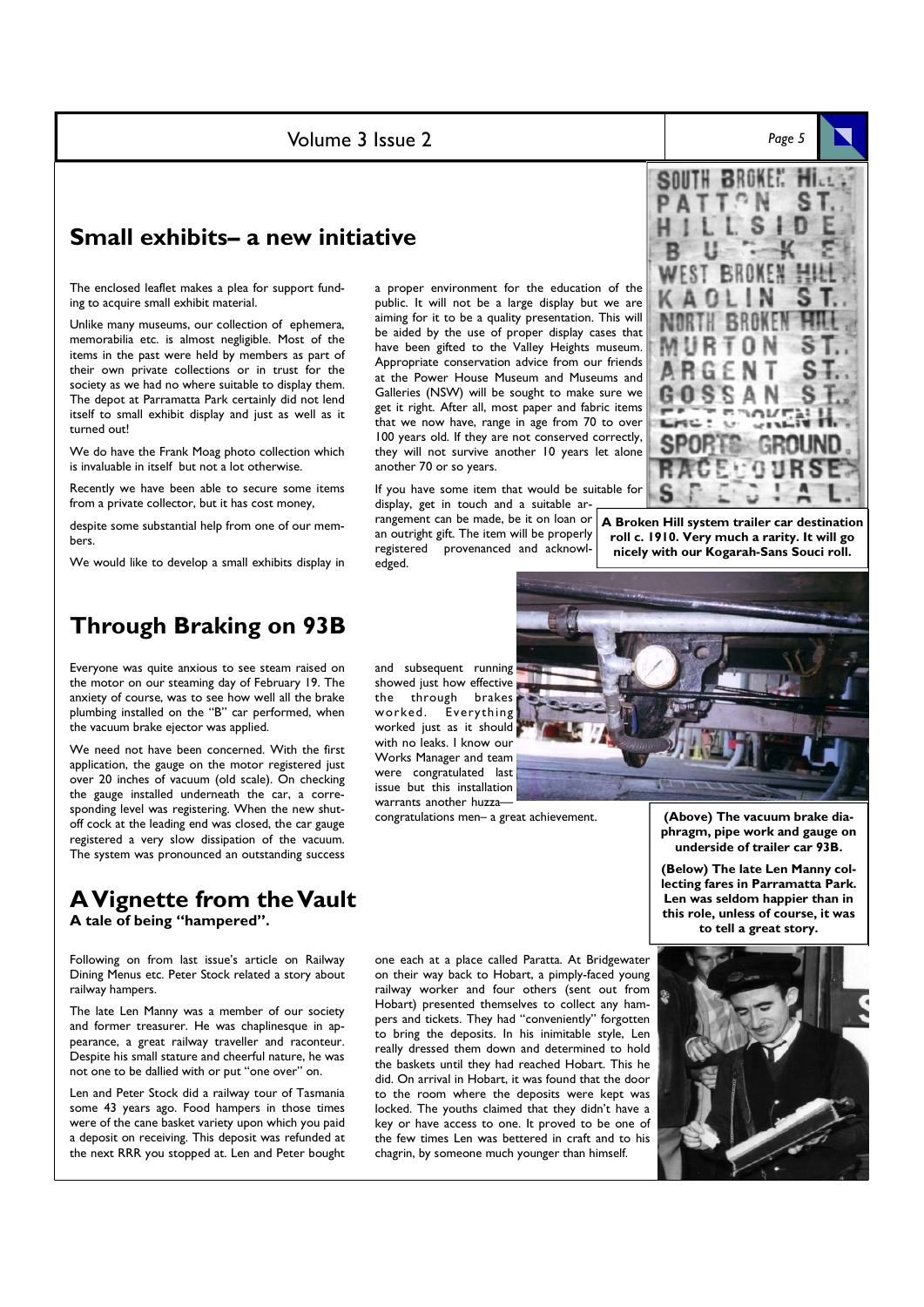## Small exhibits– a new initiative

The enclosed leaflet makes a plea for support funding to acquire small exhibit material.

Unlike many museums, our collection of ephemera, memorabilia etc. is almost negligible. Most of the items in the past were held by members as part of their own private collections or in trust for the society as we had no where suitable to display them. The depot at Parramatta Park certainly did not lend itself to small exhibit display and just as well as it turned out!

We do have the Frank Moag photo collection which is invaluable in itself but not a lot otherwise.

Recently we have been able to secure some items from a private collector, but it has cost money,

despite some substantial help from one of our members.

We would like to develop a small exhibits display in a proper environment for the education of the public. It will not be a large display but we are aiming for it to be a quality presentation. This will be aided by the use of proper display cases that have been gifted to the Valley Heights museum. Appropriate conservation advice from our friends at the Power House Museum and Museums and Galleries (NSW) will be sought to make sure we get it right. After all, most paper and fabric items that we now have, range in age from 70 to over 100 years old. If they are not conserved correctly, they will not survive another 10 years let alone another 70 or so years.

If you have some item that would be suitable for display, get in touch and a suitable arrangement can be made, be it on loan or an outright gift. The item will be properly registered provenanced and acknowledged.

**A Broken Hill system trailer car destination roll c. 1910. Very much a rarity. It will go nicely with our Kogarah-Sans Souci roll.**

## Through Braking on 93B

Everyone was quite anxious to see steam raised on the motor on our steaming day of February 19. The anxiety of course, was to see how well all the brake plumbing installed on the "B" car performed, when the vacuum brake ejector was applied.

We need not have been concerned. With the first application, the gauge on the motor registered just over 20 inches of vacuum (old scale). On checking the gauge installed underneath the car, a corresponding level was registering. When the new shut-off cock at the leading end was closed, the car gauge registered a very slow dissipation of the vacuum. The system was pronounced an outstanding success and subsequent running showed just how effective the through brakes worked. Everything worked just as it should with no leaks. I know our Works Manager and team were congratulated last issue but this installation warrants another huzza— congratulations men– a great achievement.

**(Above) The vacuum brake diaphragm, pipe work and gauge on underside of trailer car 93B.**

**(Below) The late Len Manny collecting fares in Parramatta Park. Len was seldom happier than in this role, unless of course, it was to tell a great story.**

## A Vignette from the Vault

**A tale of being "hampered".**

Following on from last issue's article on Railway Dining Menus etc. Peter Stock related a story about railway hampers.

The late Len Manny was a member of our society and former treasurer. He was chaplinesque in appearance, a great railway traveller and raconteur. Despite his small stature and cheerful nature, he was not one to be dallied with or put "one over" on.

Len and Peter Stock did a railway tour of Tasmania some 43 years ago. Food hampers in those times were of the cane basket variety upon which you paid a deposit on receiving. This deposit was refunded at the next RRR you stopped at. Len and Peter bought one each at a place called Paratta. At Bridgewater on their way back to Hobart, a pimply-faced young railway worker and four others (sent out from Hobart) presented themselves to collect any hampers and tickets. They had "conveniently" forgotten to bring the deposits. In his inimitable style, Len really dressed them down and determined to hold the baskets until they had reached Hobart. This he did. On arrival in Hobart, it was found that the door to the room where the deposits were kept was locked. The youths claimed that they didn't have a key or have access to one. It proved to be one of the few times Len was bettered in craft and to his chagrin, by someone much younger than himself.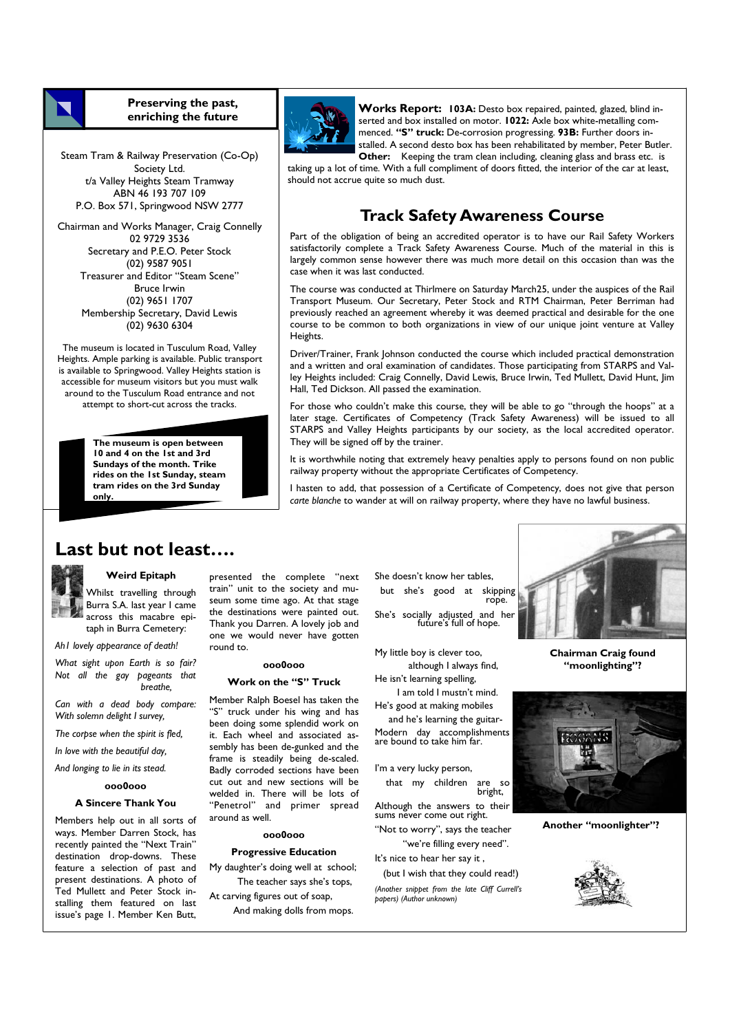**Preserving the past, enriching the future**

Steam Tram & Railway Preservation (Co-Op) Society Ltd.
t/a Valley Heights Steam Tramway
ABN 46 193 707 109
P.O. Box 571, Springwood NSW 2777

Chairman and Works Manager, Craig Connelly
02 9729 3536
Secretary and P.E.O. Peter Stock
(02) 9587 9051
Treasurer and Editor "Steam Scene"
Bruce Irwin
(02) 9651 1707
Membership Secretary, David Lewis
(02) 9630 6304

The museum is located in Tusculum Road, Valley Heights. Ample parking is available. Public transport is available to Springwood. Valley Heights station is accessible for museum visitors but you must walk around to the Tusculum Road entrance and not attempt to short-cut across the tracks.

**The museum is open between 10 and 4 on the 1st and 3rd Sundays of the month. Trike rides on the 1st Sunday, steam tram rides on the 3rd Sunday only.**

**Works Report: 103A:** Desto box repaired, painted, glazed, blind inserted and box installed on motor. **1022:** Axle box white-metalling commenced. **"S" truck:** De-corrosion progressing. **93B:** Further doors installed. A second desto box has been rehabilitated by member, Peter Butler. **Other:** Keeping the tram clean including, cleaning glass and brass etc. is taking up a lot of time. With a full compliment of doors fitted, the interior of the car at least, should not accrue quite so much dust.

## Track Safety Awareness Course

Part of the obligation of being an accredited operator is to have our Rail Safety Workers satisfactorily complete a Track Safety Awareness Course. Much of the material in this is largely common sense however there was much more detail on this occasion than was the case when it was last conducted.

The course was conducted at Thirlmere on Saturday March25, under the auspices of the Rail Transport Museum. Our Secretary, Peter Stock and RTM Chairman, Peter Berriman had previously reached an agreement whereby it was deemed practical and desirable for the one course to be common to both organizations in view of our unique joint venture at Valley Heights.

Driver/Trainer, Frank Johnson conducted the course which included practical demonstration and a written and oral examination of candidates. Those participating from STARPS and Valley Heights included: Craig Connelly, David Lewis, Bruce Irwin, Ted Mullett, David Hunt, Jim Hall, Ted Dickson. All passed the examination.

For those who couldn't make this course, they will be able to go "through the hoops" at a later stage. Certificates of Competency (Track Safety Awareness) will be issued to all STARPS and Valley Heights participants by our society, as the local accredited operator. They will be signed off by the trainer.

It is worthwhile noting that extremely heavy penalties apply to persons found on non public railway property without the appropriate Certificates of Competency.

I hasten to add, that possession of a Certificate of Competency, does not give that person *carte blanche* to wander at will on railway property, where they have no lawful business.

# Last but not least….

### Weird Epitaph

Whilst travelling through Burra S.A. last year I came across this macabre epitaph in Burra Cemetery:

*Ah! lovely appearance of death!*

*What sight upon Earth is so fair?*
*Not all the gay pageants that breathe,*

*Can with a dead body compare:*
*With solemn delight I survey,*

*The corpse when the spirit is fled,*

*In love with the beautiful day,*

*And longing to lie in its stead.*

ooo0ooo

### A Sincere Thank You

Members help out in all sorts of ways. Member Darren Stock, has recently painted the "Next Train" destination drop-downs. These feature a selection of past and present destinations. A photo of Ted Mullett and Peter Stock installing them featured on last issue's page 1. Member Ken Butt, presented the complete "next train" unit to the society and museum some time ago. At that stage the destinations were painted out. Thank you Darren. A lovely job and one we would never have gotten round to.

ooo0ooo

### Work on the "S" Truck

Member Ralph Boesel has taken the "S" truck under his wing and has been doing some splendid work on it. Each wheel and associated assembly has been de-gunked and the frame is steadily being de-scaled. Badly corroded sections have been cut out and new sections will be welded in. There will be lots of "Penetrol" and primer spread around as well.

ooo0ooo

### Progressive Education

My daughter's doing well at school;
The teacher says she's tops,
At carving figures out of soap,
And making dolls from mops.

She doesn't know her tables,
but she's good at skipping rope.
She's socially adjusted and her future's full of hope.

My little boy is clever too,
although I always find,
He isn't learning spelling,
I am told I mustn't mind.
He's good at making mobiles
and he's learning the guitar-
Modern day accomplishments are bound to take him far.

I'm a very lucky person,
that my children are so bright,
Although the answers to their sums never come out right.
"Not to worry", says the teacher
"we're filling every need".
It's nice to hear her say it ,
(but I wish that they could read!)

*(Another snippet from the late Cliff Currell's papers) (Author unknown)*

**Chairman Craig found "moonlighting"?**

**Another "moonlighter"?**